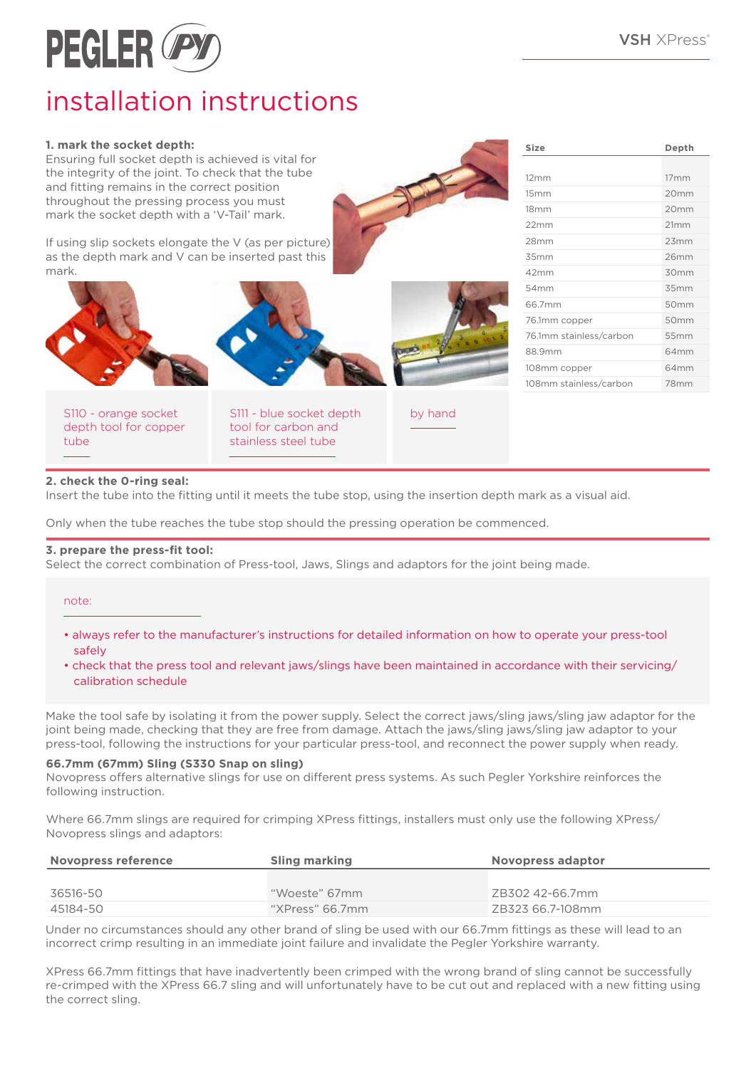# PEGLER PY

VSH XPress®

# installation instructions

### 1. mark the socket depth:

Ensuring full socket depth is achieved is vital for the integrity of the joint. To check that the tube and fitting remains in the correct position throughout the pressing process you must mark the socket depth with a 'V-Tail' mark.

If using slip sockets elongate the V (as per picture) as the depth mark and V can be inserted past this mark.

| Size | Depth |
|---|---|
| 12mm | 17mm |
| 15mm | 20mm |
| 18mm | 20mm |
| 22mm | 21mm |
| 28mm | 23mm |
| 35mm | 26mm |
| 42mm | 30mm |
| 54mm | 35mm |
| 66.7mm | 50mm |
| 76.1mm copper | 50mm |
| 76.1mm stainless/carbon | 55mm |
| 88.9mm | 64mm |
| 108mm copper | 64mm |
| 108mm stainless/carbon | 78mm |

S110 - orange socket depth tool for copper tube

S111 - blue socket depth tool for carbon and stainless steel tube

by hand

### 2. check the O-ring seal:

Insert the tube into the fitting until it meets the tube stop, using the insertion depth mark as a visual aid.

Only when the tube reaches the tube stop should the pressing operation be commenced.

### 3. prepare the press-fit tool:

Select the correct combination of Press-tool, Jaws, Slings and adaptors for the joint being made.

note:

- always refer to the manufacturer's instructions for detailed information on how to operate your press-tool safely
- check that the press tool and relevant jaws/slings have been maintained in accordance with their servicing/calibration schedule

Make the tool safe by isolating it from the power supply. Select the correct jaws/sling jaws/sling jaw adaptor for the joint being made, checking that they are free from damage. Attach the jaws/sling jaws/sling jaw adaptor to your press-tool, following the instructions for your particular press-tool, and reconnect the power supply when ready.

**66.7mm (67mm) Sling (S330 Snap on sling)**

Novopress offers alternative slings for use on different press systems. As such Pegler Yorkshire reinforces the following instruction.

Where 66.7mm slings are required for crimping XPress fittings, installers must only use the following XPress/Novopress slings and adaptors:

| Novopress reference | Sling marking | Novopress adaptor |
|---|---|---|
| 36516-50 | "Woeste" 67mm | ZB302 42-66.7mm |
| 45184-50 | "XPress" 66.7mm | ZB323 66.7-108mm |

Under no circumstances should any other brand of sling be used with our 66.7mm fittings as these will lead to an incorrect crimp resulting in an immediate joint failure and invalidate the Pegler Yorkshire warranty.

XPress 66.7mm fittings that have inadvertently been crimped with the wrong brand of sling cannot be successfully re-crimped with the XPress 66.7 sling and will unfortunately have to be cut out and replaced with a new fitting using the correct sling.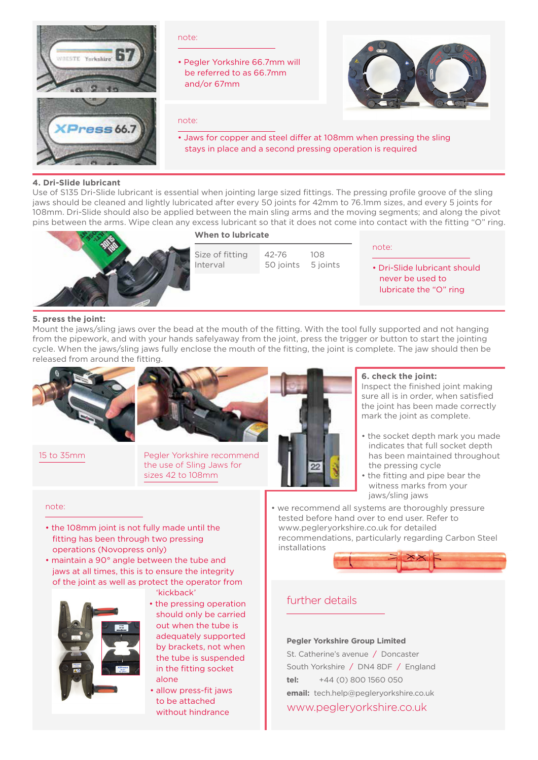note:

- Pegler Yorkshire 66.7mm will be referred to as 66.7mm and/or 67mm

note:

- Jaws for copper and steel differ at 108mm when pressing the sling stays in place and a second pressing operation is required

### 4. Dri-Slide lubricant

Use of S135 Dri-Slide lubricant is essential when jointing large sized fittings. The pressing profile groove of the sling jaws should be cleaned and lightly lubricated after every 50 joints for 42mm to 76.1mm sizes, and every 5 joints for 108mm. Dri-Slide should also be applied between the main sling arms and the moving segments; and along the pivot pins between the arms. Wipe clean any excess lubricant so that it does not come into contact with the fitting "O" ring.

**When to lubricate**

| | | |
|---|---|---|
| Size of fitting | 42-76 | 108 |
| Interval | 50 joints | 5 joints |

note:

- Dri-Slide lubricant should never be used to lubricate the "O" ring

### 5. press the joint:

Mount the jaws/sling jaws over the bead at the mouth of the fitting. With the tool fully supported and not hanging from the pipework, and with your hands safelyaway from the joint, press the trigger or button to start the jointing cycle. When the jaws/sling jaws fully enclose the mouth of the fitting, the joint is complete. The jaw should then be released from around the fitting.

15 to 35mm

Pegler Yorkshire recommend the use of Sling Jaws for sizes 42 to 108mm

### 6. check the joint:

Inspect the finished joint making sure all is in order, when satisfied the joint has been made correctly mark the joint as complete.

- the socket depth mark you made indicates that full socket depth has been maintained throughout the pressing cycle
- the fitting and pipe bear the witness marks from your jaws/sling jaws
- we recommend all systems are thoroughly pressure tested before hand over to end user. Refer to www.pegleryorkshire.co.uk for detailed recommendations, particularly regarding Carbon Steel installations

note:

- the 108mm joint is not fully made until the fitting has been through two pressing operations (Novopress only)
- maintain a 90° angle between the tube and jaws at all times, this is to ensure the integrity of the joint as well as protect the operator from 'kickback'
- the pressing operation should only be carried out when the tube is adequately supported by brackets, not when the tube is suspended in the fitting socket alone
- allow press-fit jaws to be attached without hindrance

## further details

**Pegler Yorkshire Group Limited**

St. Catherine's avenue / Doncaster

South Yorkshire / DN4 8DF / England

**tel:** +44 (0) 800 1560 050

**email:** tech.help@pegleryorkshire.co.uk

www.pegleryorkshire.co.uk